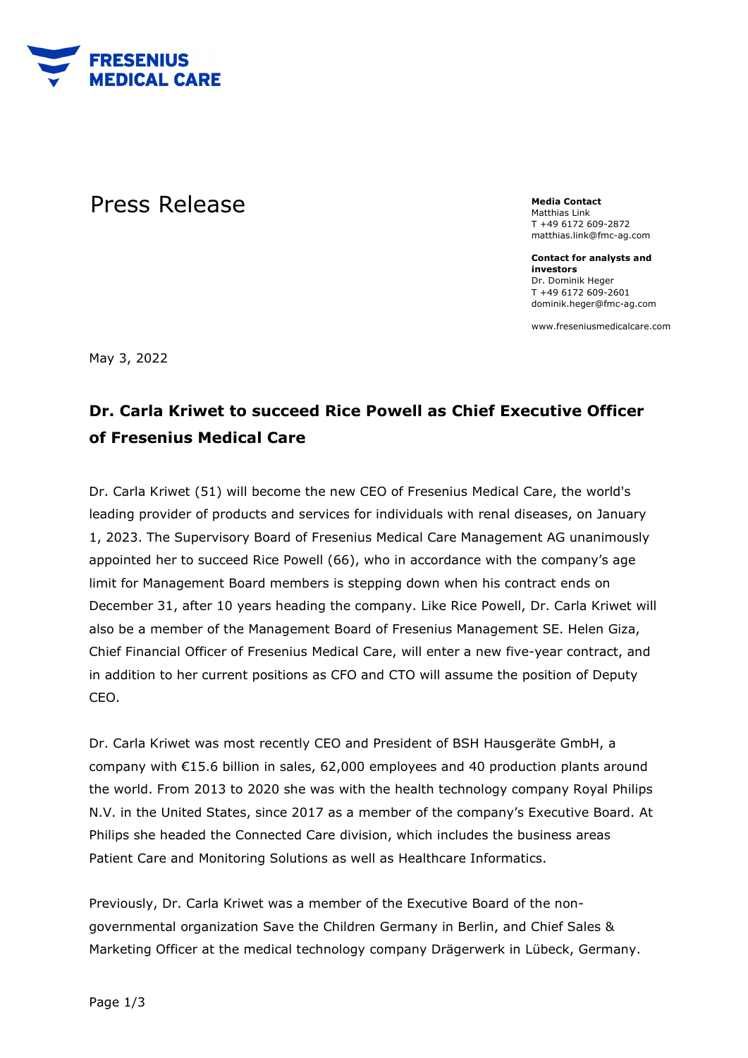**FRESENIUS MEDICAL CARE**

# Press Release

**Media Contact**
Matthias Link
T +49 6172 609-2872
matthias.link@fmc-ag.com

**Contact for analysts and investors**
Dr. Dominik Heger
T +49 6172 609-2601
dominik.heger@fmc-ag.com

www.freseniusmedicalcare.com

May 3, 2022

## Dr. Carla Kriwet to succeed Rice Powell as Chief Executive Officer of Fresenius Medical Care

Dr. Carla Kriwet (51) will become the new CEO of Fresenius Medical Care, the world's leading provider of products and services for individuals with renal diseases, on January 1, 2023. The Supervisory Board of Fresenius Medical Care Management AG unanimously appointed her to succeed Rice Powell (66), who in accordance with the company's age limit for Management Board members is stepping down when his contract ends on December 31, after 10 years heading the company. Like Rice Powell, Dr. Carla Kriwet will also be a member of the Management Board of Fresenius Management SE. Helen Giza, Chief Financial Officer of Fresenius Medical Care, will enter a new five-year contract, and in addition to her current positions as CFO and CTO will assume the position of Deputy CEO.

Dr. Carla Kriwet was most recently CEO and President of BSH Hausgeräte GmbH, a company with €15.6 billion in sales, 62,000 employees and 40 production plants around the world. From 2013 to 2020 she was with the health technology company Royal Philips N.V. in the United States, since 2017 as a member of the company's Executive Board. At Philips she headed the Connected Care division, which includes the business areas Patient Care and Monitoring Solutions as well as Healthcare Informatics.

Previously, Dr. Carla Kriwet was a member of the Executive Board of the non-governmental organization Save the Children Germany in Berlin, and Chief Sales & Marketing Officer at the medical technology company Drägerwerk in Lübeck, Germany.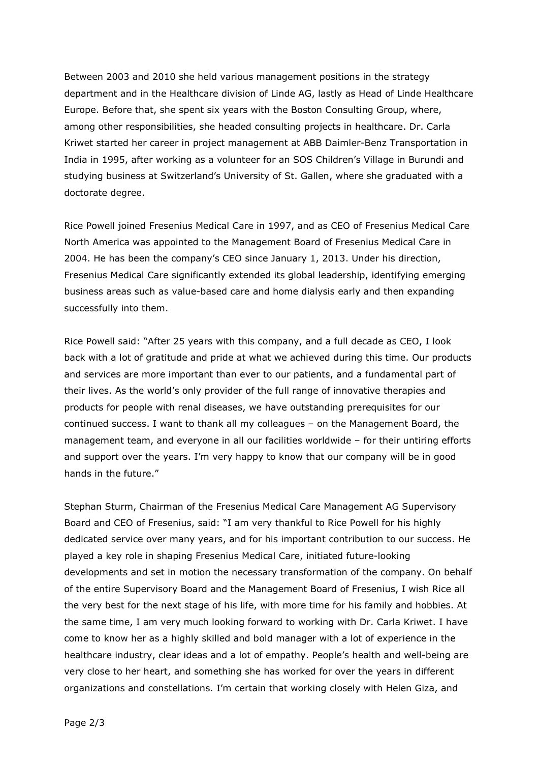Between 2003 and 2010 she held various management positions in the strategy department and in the Healthcare division of Linde AG, lastly as Head of Linde Healthcare Europe. Before that, she spent six years with the Boston Consulting Group, where, among other responsibilities, she headed consulting projects in healthcare. Dr. Carla Kriwet started her career in project management at ABB Daimler-Benz Transportation in India in 1995, after working as a volunteer for an SOS Children's Village in Burundi and studying business at Switzerland's University of St. Gallen, where she graduated with a doctorate degree.

Rice Powell joined Fresenius Medical Care in 1997, and as CEO of Fresenius Medical Care North America was appointed to the Management Board of Fresenius Medical Care in 2004. He has been the company's CEO since January 1, 2013. Under his direction, Fresenius Medical Care significantly extended its global leadership, identifying emerging business areas such as value-based care and home dialysis early and then expanding successfully into them.

Rice Powell said: "After 25 years with this company, and a full decade as CEO, I look back with a lot of gratitude and pride at what we achieved during this time. Our products and services are more important than ever to our patients, and a fundamental part of their lives. As the world's only provider of the full range of innovative therapies and products for people with renal diseases, we have outstanding prerequisites for our continued success. I want to thank all my colleagues – on the Management Board, the management team, and everyone in all our facilities worldwide – for their untiring efforts and support over the years. I'm very happy to know that our company will be in good hands in the future."

Stephan Sturm, Chairman of the Fresenius Medical Care Management AG Supervisory Board and CEO of Fresenius, said: "I am very thankful to Rice Powell for his highly dedicated service over many years, and for his important contribution to our success. He played a key role in shaping Fresenius Medical Care, initiated future-looking developments and set in motion the necessary transformation of the company. On behalf of the entire Supervisory Board and the Management Board of Fresenius, I wish Rice all the very best for the next stage of his life, with more time for his family and hobbies. At the same time, I am very much looking forward to working with Dr. Carla Kriwet. I have come to know her as a highly skilled and bold manager with a lot of experience in the healthcare industry, clear ideas and a lot of empathy. People's health and well-being are very close to her heart, and something she has worked for over the years in different organizations and constellations. I'm certain that working closely with Helen Giza, and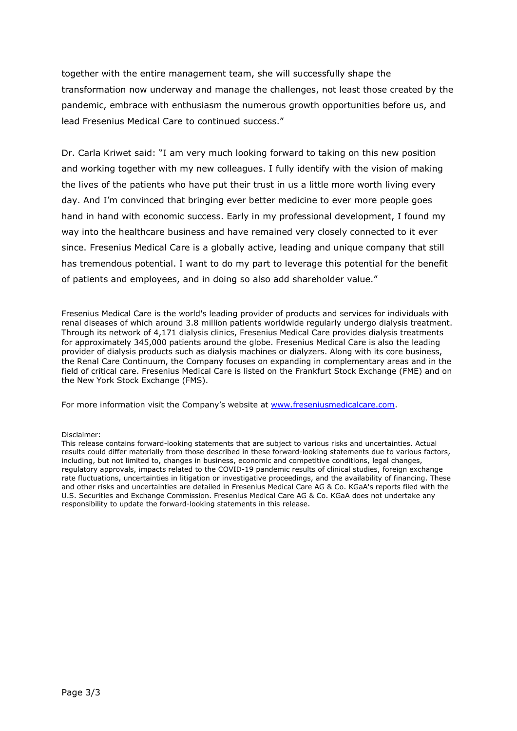together with the entire management team, she will successfully shape the transformation now underway and manage the challenges, not least those created by the pandemic, embrace with enthusiasm the numerous growth opportunities before us, and lead Fresenius Medical Care to continued success."

Dr. Carla Kriwet said: "I am very much looking forward to taking on this new position and working together with my new colleagues. I fully identify with the vision of making the lives of the patients who have put their trust in us a little more worth living every day. And I'm convinced that bringing ever better medicine to ever more people goes hand in hand with economic success. Early in my professional development, I found my way into the healthcare business and have remained very closely connected to it ever since. Fresenius Medical Care is a globally active, leading and unique company that still has tremendous potential. I want to do my part to leverage this potential for the benefit of patients and employees, and in doing so also add shareholder value."

Fresenius Medical Care is the world's leading provider of products and services for individuals with renal diseases of which around 3.8 million patients worldwide regularly undergo dialysis treatment. Through its network of 4,171 dialysis clinics, Fresenius Medical Care provides dialysis treatments for approximately 345,000 patients around the globe. Fresenius Medical Care is also the leading provider of dialysis products such as dialysis machines or dialyzers. Along with its core business, the Renal Care Continuum, the Company focuses on expanding in complementary areas and in the field of critical care. Fresenius Medical Care is listed on the Frankfurt Stock Exchange (FME) and on the New York Stock Exchange (FMS).

For more information visit the Company's website at [www.freseniusmedicalcare.com](http://www.freseniusmedicalcare.com).

Disclaimer:
This release contains forward-looking statements that are subject to various risks and uncertainties. Actual results could differ materially from those described in these forward-looking statements due to various factors, including, but not limited to, changes in business, economic and competitive conditions, legal changes, regulatory approvals, impacts related to the COVID-19 pandemic results of clinical studies, foreign exchange rate fluctuations, uncertainties in litigation or investigative proceedings, and the availability of financing. These and other risks and uncertainties are detailed in Fresenius Medical Care AG & Co. KGaA's reports filed with the U.S. Securities and Exchange Commission. Fresenius Medical Care AG & Co. KGaA does not undertake any responsibility to update the forward-looking statements in this release.